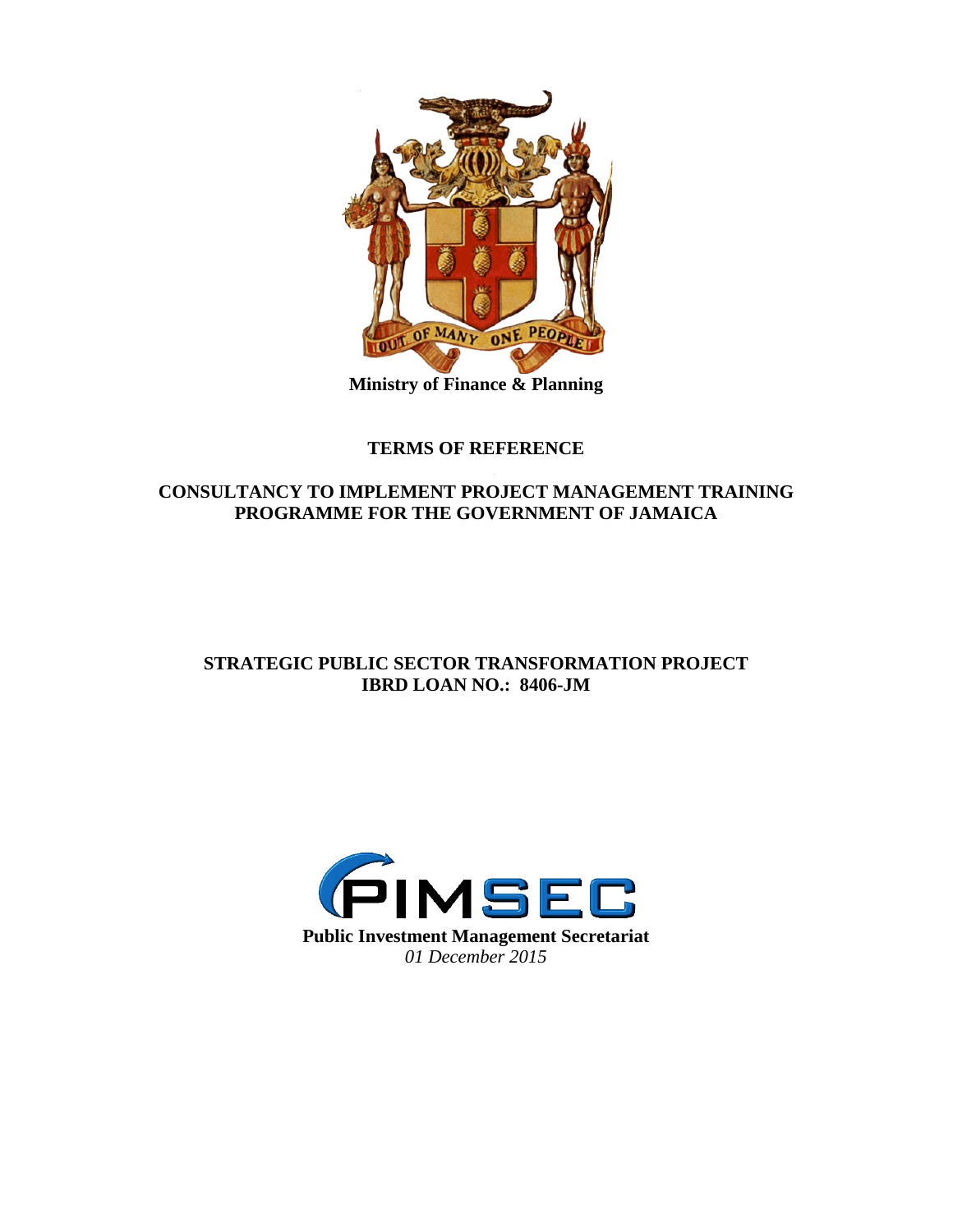OUT OF MANY ONE PEOPLE

**Ministry of Finance & Planning**

# TERMS OF REFERENCE

## CONSULTANCY TO IMPLEMENT PROJECT MANAGEMENT TRAINING PROGRAMME FOR THE GOVERNMENT OF JAMAICA

## STRATEGIC PUBLIC SECTOR TRANSFORMATION PROJECT
## IBRD LOAN NO.: 8406-JM

PIMSEC

**Public Investment Management Secretariat**

*01 December 2015*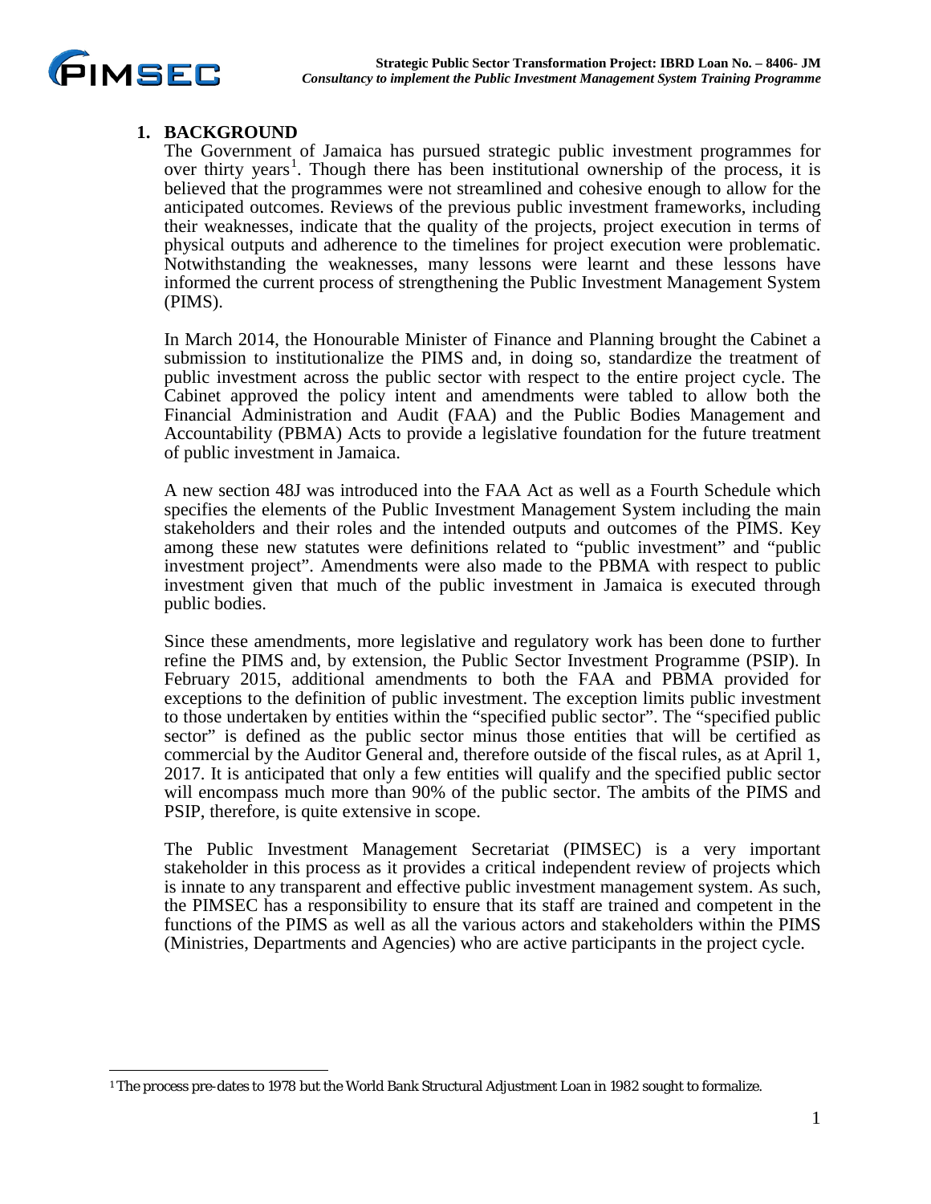## 1. BACKGROUND

The Government of Jamaica has pursued strategic public investment programmes for over thirty years[1]. Though there has been institutional ownership of the process, it is believed that the programmes were not streamlined and cohesive enough to allow for the anticipated outcomes. Reviews of the previous public investment frameworks, including their weaknesses, indicate that the quality of the projects, project execution in terms of physical outputs and adherence to the timelines for project execution were problematic. Notwithstanding the weaknesses, many lessons were learnt and these lessons have informed the current process of strengthening the Public Investment Management System (PIMS).

In March 2014, the Honourable Minister of Finance and Planning brought the Cabinet a submission to institutionalize the PIMS and, in doing so, standardize the treatment of public investment across the public sector with respect to the entire project cycle. The Cabinet approved the policy intent and amendments were tabled to allow both the Financial Administration and Audit (FAA) and the Public Bodies Management and Accountability (PBMA) Acts to provide a legislative foundation for the future treatment of public investment in Jamaica.

A new section 48J was introduced into the FAA Act as well as a Fourth Schedule which specifies the elements of the Public Investment Management System including the main stakeholders and their roles and the intended outputs and outcomes of the PIMS. Key among these new statutes were definitions related to "public investment" and "public investment project". Amendments were also made to the PBMA with respect to public investment given that much of the public investment in Jamaica is executed through public bodies.

Since these amendments, more legislative and regulatory work has been done to further refine the PIMS and, by extension, the Public Sector Investment Programme (PSIP). In February 2015, additional amendments to both the FAA and PBMA provided for exceptions to the definition of public investment. The exception limits public investment to those undertaken by entities within the "specified public sector". The "specified public sector" is defined as the public sector minus those entities that will be certified as commercial by the Auditor General and, therefore outside of the fiscal rules, as at April 1, 2017. It is anticipated that only a few entities will qualify and the specified public sector will encompass much more than 90% of the public sector. The ambits of the PIMS and PSIP, therefore, is quite extensive in scope.

The Public Investment Management Secretariat (PIMSEC) is a very important stakeholder in this process as it provides a critical independent review of projects which is innate to any transparent and effective public investment management system. As such, the PIMSEC has a responsibility to ensure that its staff are trained and competent in the functions of the PIMS as well as all the various actors and stakeholders within the PIMS (Ministries, Departments and Agencies) who are active participants in the project cycle.

---

[1] The process pre-dates to 1978 but the World Bank Structural Adjustment Loan in 1982 sought to formalize.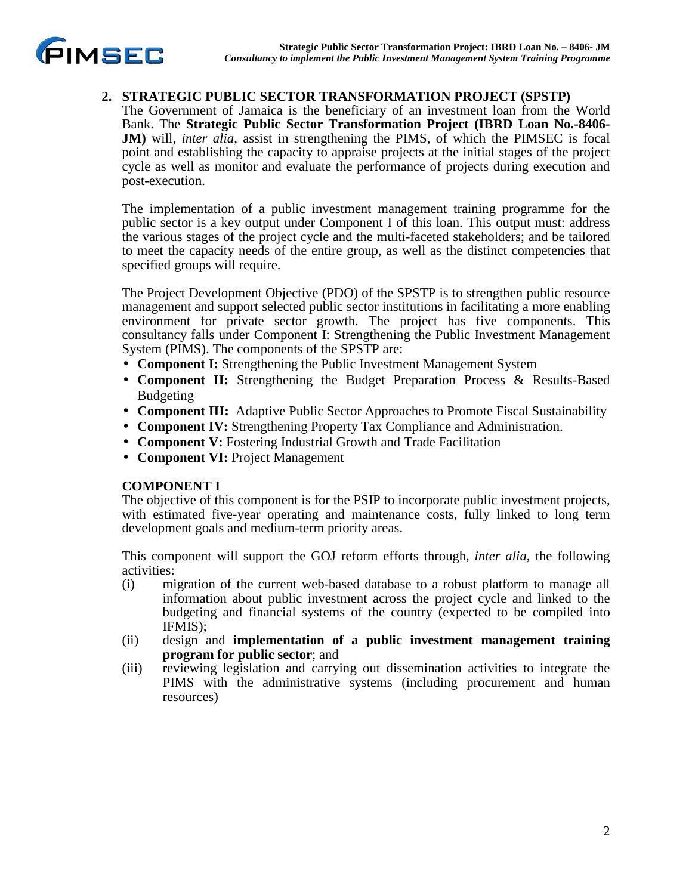## 2. STRATEGIC PUBLIC SECTOR TRANSFORMATION PROJECT (SPSTP)

The Government of Jamaica is the beneficiary of an investment loan from the World Bank. The **Strategic Public Sector Transformation Project (IBRD Loan No.-8406-JM)** will, *inter alia*, assist in strengthening the PIMS, of which the PIMSEC is focal point and establishing the capacity to appraise projects at the initial stages of the project cycle as well as monitor and evaluate the performance of projects during execution and post-execution.

The implementation of a public investment management training programme for the public sector is a key output under Component I of this loan. This output must: address the various stages of the project cycle and the multi-faceted stakeholders; and be tailored to meet the capacity needs of the entire group, as well as the distinct competencies that specified groups will require.

The Project Development Objective (PDO) of the SPSTP is to strengthen public resource management and support selected public sector institutions in facilitating a more enabling environment for private sector growth. The project has five components. This consultancy falls under Component I: Strengthening the Public Investment Management System (PIMS). The components of the SPSTP are:

- **Component I:** Strengthening the Public Investment Management System
- **Component II:** Strengthening the Budget Preparation Process & Results-Based Budgeting
- **Component III:** Adaptive Public Sector Approaches to Promote Fiscal Sustainability
- **Component IV:** Strengthening Property Tax Compliance and Administration.
- **Component V:** Fostering Industrial Growth and Trade Facilitation
- **Component VI:** Project Management

### COMPONENT I

The objective of this component is for the PSIP to incorporate public investment projects, with estimated five-year operating and maintenance costs, fully linked to long term development goals and medium-term priority areas.

This component will support the GOJ reform efforts through, *inter alia*, the following activities:

(i) migration of the current web-based database to a robust platform to manage all information about public investment across the project cycle and linked to the budgeting and financial systems of the country (expected to be compiled into IFMIS);

(ii) design and **implementation of a public investment management training program for public sector**; and

(iii) reviewing legislation and carrying out dissemination activities to integrate the PIMS with the administrative systems (including procurement and human resources)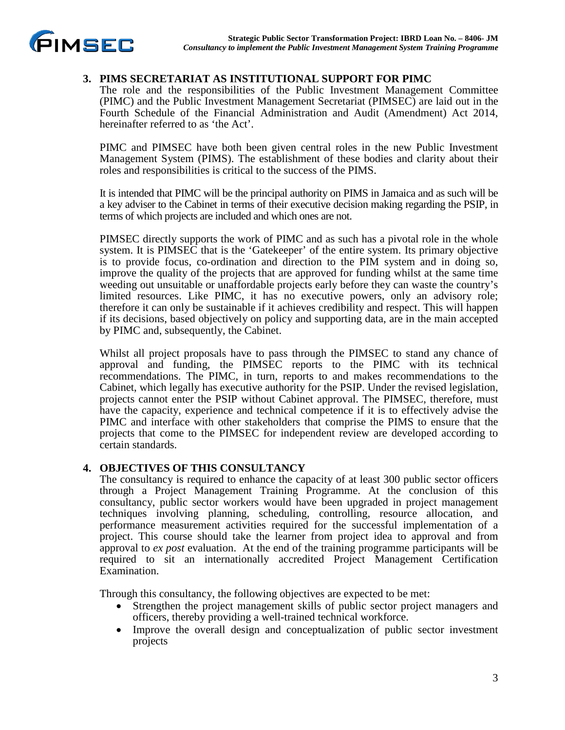## 3. PIMS SECRETARIAT AS INSTITUTIONAL SUPPORT FOR PIMC

The role and the responsibilities of the Public Investment Management Committee (PIMC) and the Public Investment Management Secretariat (PIMSEC) are laid out in the Fourth Schedule of the Financial Administration and Audit (Amendment) Act 2014, hereinafter referred to as 'the Act'.

PIMC and PIMSEC have both been given central roles in the new Public Investment Management System (PIMS). The establishment of these bodies and clarity about their roles and responsibilities is critical to the success of the PIMS.

It is intended that PIMC will be the principal authority on PIMS in Jamaica and as such will be a key adviser to the Cabinet in terms of their executive decision making regarding the PSIP, in terms of which projects are included and which ones are not.

PIMSEC directly supports the work of PIMC and as such has a pivotal role in the whole system. It is PIMSEC that is the 'Gatekeeper' of the entire system. Its primary objective is to provide focus, co-ordination and direction to the PIM system and in doing so, improve the quality of the projects that are approved for funding whilst at the same time weeding out unsuitable or unaffordable projects early before they can waste the country's limited resources. Like PIMC, it has no executive powers, only an advisory role; therefore it can only be sustainable if it achieves credibility and respect. This will happen if its decisions, based objectively on policy and supporting data, are in the main accepted by PIMC and, subsequently, the Cabinet.

Whilst all project proposals have to pass through the PIMSEC to stand any chance of approval and funding, the PIMSEC reports to the PIMC with its technical recommendations. The PIMC, in turn, reports to and makes recommendations to the Cabinet, which legally has executive authority for the PSIP. Under the revised legislation, projects cannot enter the PSIP without Cabinet approval. The PIMSEC, therefore, must have the capacity, experience and technical competence if it is to effectively advise the PIMC and interface with other stakeholders that comprise the PIMS to ensure that the projects that come to the PIMSEC for independent review are developed according to certain standards.

## 4. OBJECTIVES OF THIS CONSULTANCY

The consultancy is required to enhance the capacity of at least 300 public sector officers through a Project Management Training Programme. At the conclusion of this consultancy, public sector workers would have been upgraded in project management techniques involving planning, scheduling, controlling, resource allocation, and performance measurement activities required for the successful implementation of a project. This course should take the learner from project idea to approval and from approval to *ex post* evaluation. At the end of the training programme participants will be required to sit an internationally accredited Project Management Certification Examination.

Through this consultancy, the following objectives are expected to be met:

- Strengthen the project management skills of public sector project managers and officers, thereby providing a well-trained technical workforce.
- Improve the overall design and conceptualization of public sector investment projects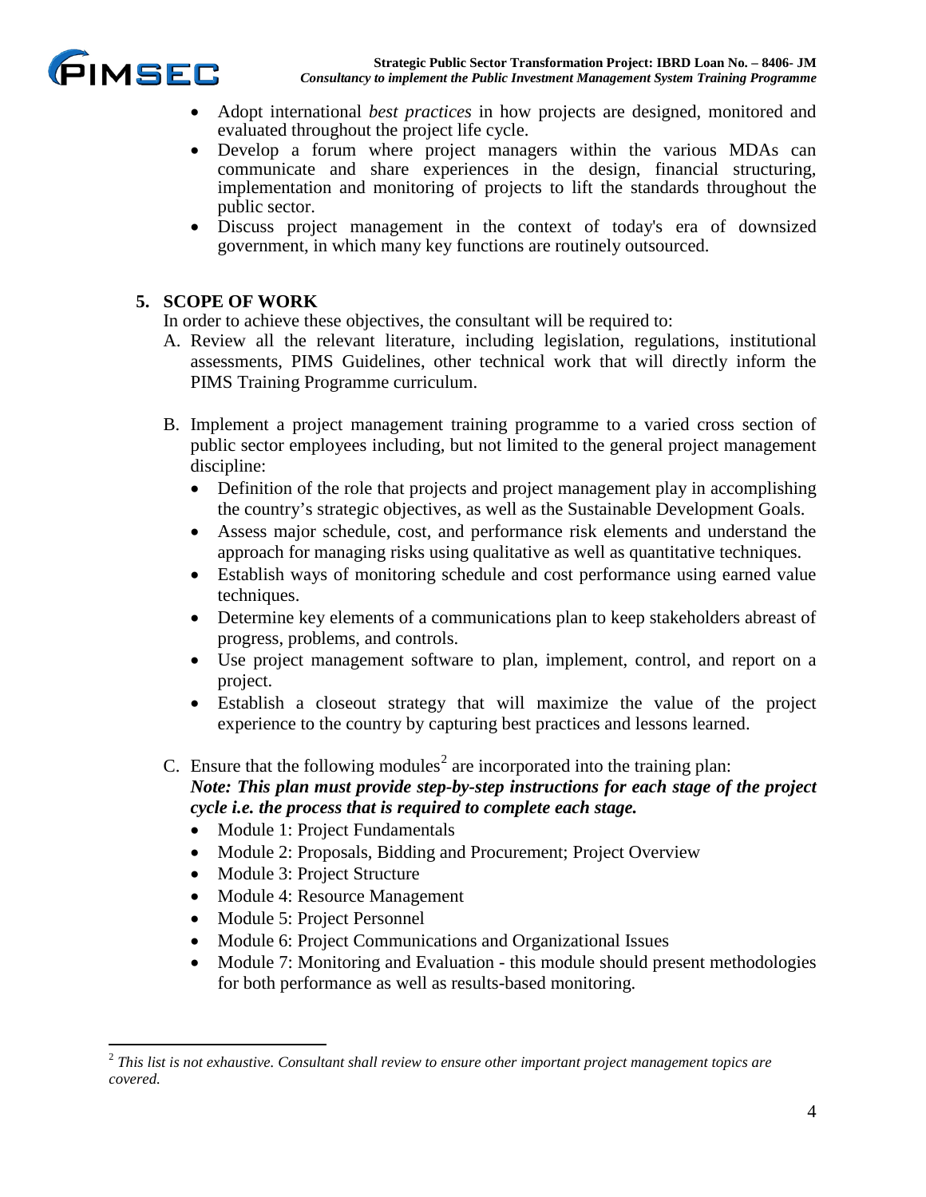- Adopt international *best practices* in how projects are designed, monitored and evaluated throughout the project life cycle.
- Develop a forum where project managers within the various MDAs can communicate and share experiences in the design, financial structuring, implementation and monitoring of projects to lift the standards throughout the public sector.
- Discuss project management in the context of today's era of downsized government, in which many key functions are routinely outsourced.

## 5. SCOPE OF WORK

In order to achieve these objectives, the consultant will be required to:

A. Review all the relevant literature, including legislation, regulations, institutional assessments, PIMS Guidelines, other technical work that will directly inform the PIMS Training Programme curriculum.

B. Implement a project management training programme to a varied cross section of public sector employees including, but not limited to the general project management discipline:
   - Definition of the role that projects and project management play in accomplishing the country's strategic objectives, as well as the Sustainable Development Goals.
   - Assess major schedule, cost, and performance risk elements and understand the approach for managing risks using qualitative as well as quantitative techniques.
   - Establish ways of monitoring schedule and cost performance using earned value techniques.
   - Determine key elements of a communications plan to keep stakeholders abreast of progress, problems, and controls.
   - Use project management software to plan, implement, control, and report on a project.
   - Establish a closeout strategy that will maximize the value of the project experience to the country by capturing best practices and lessons learned.

C. Ensure that the following modules[2] are incorporated into the training plan:
   ***Note: This plan must provide step-by-step instructions for each stage of the project cycle i.e. the process that is required to complete each stage.***
   - Module 1: Project Fundamentals
   - Module 2: Proposals, Bidding and Procurement; Project Overview
   - Module 3: Project Structure
   - Module 4: Resource Management
   - Module 5: Project Personnel
   - Module 6: Project Communications and Organizational Issues
   - Module 7: Monitoring and Evaluation - this module should present methodologies for both performance as well as results-based monitoring.

---

[2] *This list is not exhaustive. Consultant shall review to ensure other important project management topics are covered.*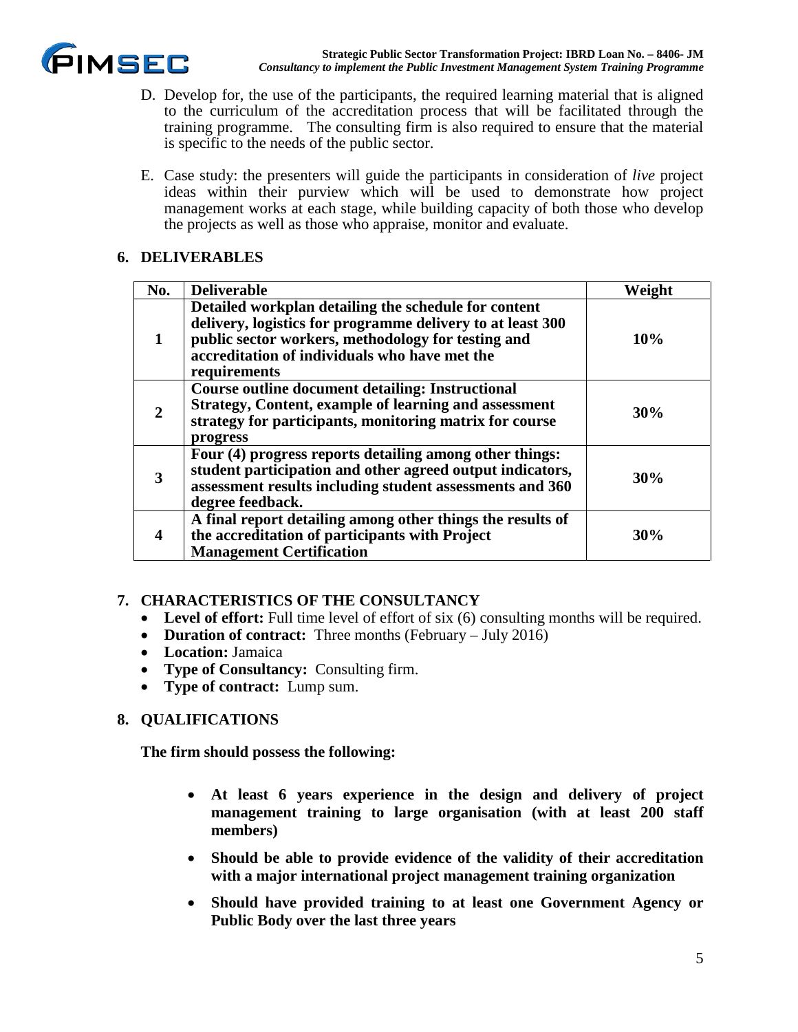D. Develop for, the use of the participants, the required learning material that is aligned to the curriculum of the accreditation process that will be facilitated through the training programme. The consulting firm is also required to ensure that the material is specific to the needs of the public sector.

E. Case study: the presenters will guide the participants in consideration of *live* project ideas within their purview which will be used to demonstrate how project management works at each stage, while building capacity of both those who develop the projects as well as those who appraise, monitor and evaluate.

## 6. DELIVERABLES

| No. | Deliverable | Weight |
|---|---|---|
| **1** | **Detailed workplan detailing the schedule for content delivery, logistics for programme delivery to at least 300 public sector workers, methodology for testing and accreditation of individuals who have met the requirements** | **10%** |
| **2** | **Course outline document detailing: Instructional Strategy, Content, example of learning and assessment strategy for participants, monitoring matrix for course progress** | **30%** |
| **3** | **Four (4) progress reports detailing among other things: student participation and other agreed output indicators, assessment results including student assessments and 360 degree feedback.** | **30%** |
| **4** | **A final report detailing among other things the results of the accreditation of participants with Project Management Certification** | **30%** |

## 7. CHARACTERISTICS OF THE CONSULTANCY

- **Level of effort:** Full time level of effort of six (6) consulting months will be required.
- **Duration of contract:** Three months (February – July 2016)
- **Location:** Jamaica
- **Type of Consultancy:** Consulting firm.
- **Type of contract:** Lump sum.

## 8. QUALIFICATIONS

**The firm should possess the following:**

- **At least 6 years experience in the design and delivery of project management training to large organisation (with at least 200 staff members)**
- **Should be able to provide evidence of the validity of their accreditation with a major international project management training organization**
- **Should have provided training to at least one Government Agency or Public Body over the last three years**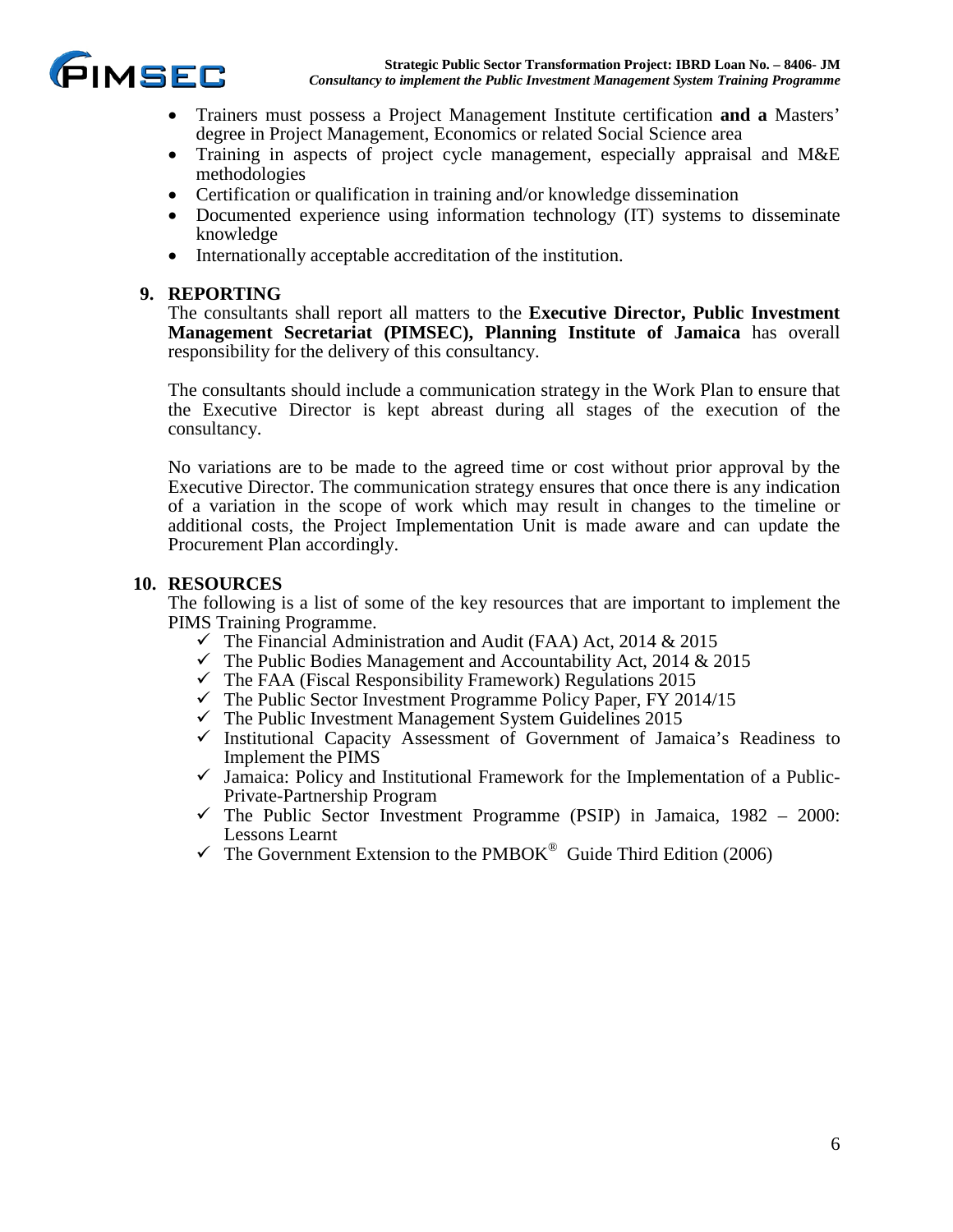- Trainers must possess a Project Management Institute certification **and a** Masters' degree in Project Management, Economics or related Social Science area
- Training in aspects of project cycle management, especially appraisal and M&E methodologies
- Certification or qualification in training and/or knowledge dissemination
- Documented experience using information technology (IT) systems to disseminate knowledge
- Internationally acceptable accreditation of the institution.

## 9. REPORTING

The consultants shall report all matters to the **Executive Director, Public Investment Management Secretariat (PIMSEC), Planning Institute of Jamaica** has overall responsibility for the delivery of this consultancy.

The consultants should include a communication strategy in the Work Plan to ensure that the Executive Director is kept abreast during all stages of the execution of the consultancy.

No variations are to be made to the agreed time or cost without prior approval by the Executive Director. The communication strategy ensures that once there is any indication of a variation in the scope of work which may result in changes to the timeline or additional costs, the Project Implementation Unit is made aware and can update the Procurement Plan accordingly.

## 10. RESOURCES

The following is a list of some of the key resources that are important to implement the PIMS Training Programme.

- ✓ The Financial Administration and Audit (FAA) Act, 2014 & 2015
- ✓ The Public Bodies Management and Accountability Act, 2014 & 2015
- ✓ The FAA (Fiscal Responsibility Framework) Regulations 2015
- ✓ The Public Sector Investment Programme Policy Paper, FY 2014/15
- ✓ The Public Investment Management System Guidelines 2015
- ✓ Institutional Capacity Assessment of Government of Jamaica's Readiness to Implement the PIMS
- ✓ Jamaica: Policy and Institutional Framework for the Implementation of a Public-Private-Partnership Program
- ✓ The Public Sector Investment Programme (PSIP) in Jamaica, 1982 – 2000: Lessons Learnt
- ✓ The Government Extension to the PMBOK® Guide Third Edition (2006)